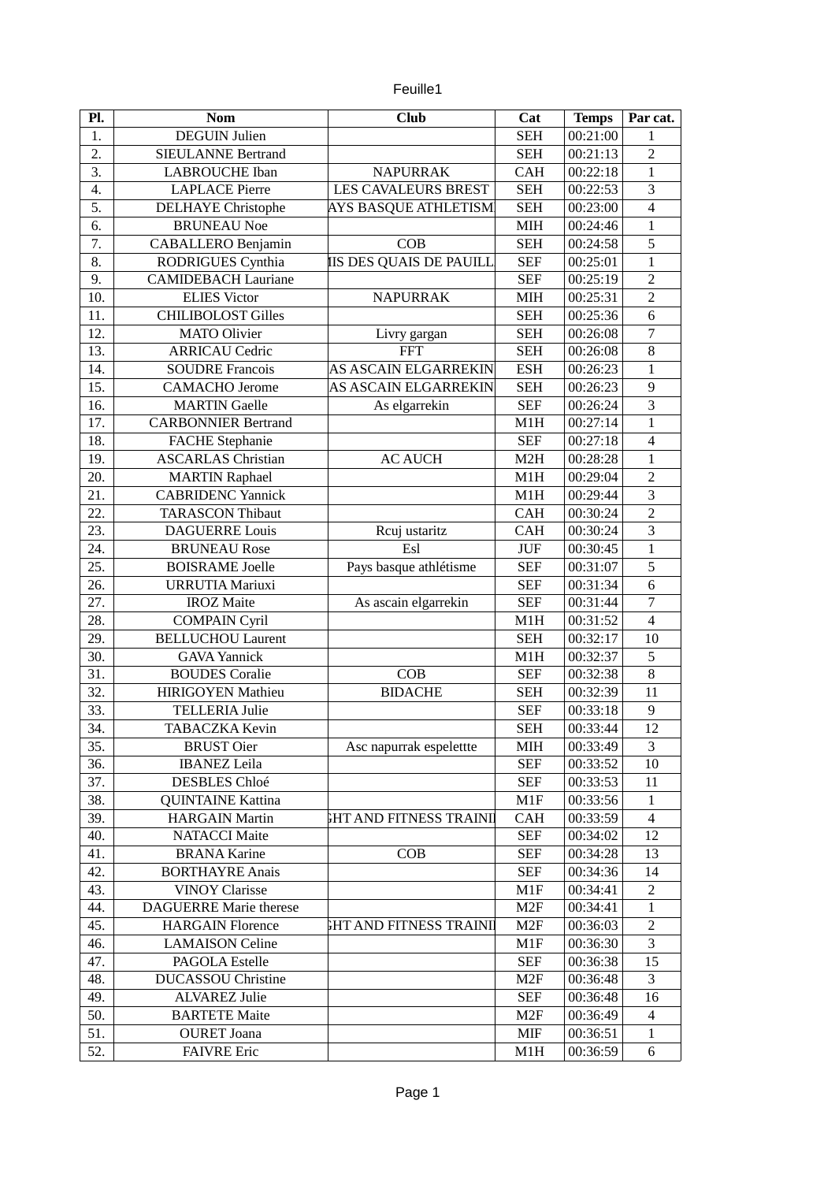| Pl. | Nom | Club | Cat | Temps | Par cat. |
|---|---|---|---|---|---|
| 1. | DEGUIN Julien | | SEH | 00:21:00 | 1 |
| 2. | SIEULANNE Bertrand | | SEH | 00:21:13 | 2 |
| 3. | LABROUCHE Iban | NAPURRAK | CAH | 00:22:18 | 1 |
| 4. | LAPLACE Pierre | LES CAVALEURS BREST | SEH | 00:22:53 | 3 |
| 5. | DELHAYE Christophe | AYS BASQUE ATHLETISM | SEH | 00:23:00 | 4 |
| 6. | BRUNEAU Noe | | MIH | 00:24:46 | 1 |
| 7. | CABALLERO Benjamin | COB | SEH | 00:24:58 | 5 |
| 8. | RODRIGUES Cynthia | IIS DES QUAIS DE PAUILL | SEF | 00:25:01 | 1 |
| 9. | CAMIDEBACH Lauriane | | SEF | 00:25:19 | 2 |
| 10. | ELIES Victor | NAPURRAK | MIH | 00:25:31 | 2 |
| 11. | CHILIBOLOST Gilles | | SEH | 00:25:36 | 6 |
| 12. | MATO Olivier | Livry gargan | SEH | 00:26:08 | 7 |
| 13. | ARRICAU Cedric | FFT | SEH | 00:26:08 | 8 |
| 14. | SOUDRE Francois | AS ASCAIN ELGARREKIN | ESH | 00:26:23 | 1 |
| 15. | CAMACHO Jerome | AS ASCAIN ELGARREKIN | SEH | 00:26:23 | 9 |
| 16. | MARTIN Gaelle | As elgarrekin | SEF | 00:26:24 | 3 |
| 17. | CARBONNIER Bertrand | | M1H | 00:27:14 | 1 |
| 18. | FACHE Stephanie | | SEF | 00:27:18 | 4 |
| 19. | ASCARLAS Christian | AC AUCH | M2H | 00:28:28 | 1 |
| 20. | MARTIN Raphael | | M1H | 00:29:04 | 2 |
| 21. | CABRIDENC Yannick | | M1H | 00:29:44 | 3 |
| 22. | TARASCON Thibaut | | CAH | 00:30:24 | 2 |
| 23. | DAGUERRE Louis | Rcuj ustaritz | CAH | 00:30:24 | 3 |
| 24. | BRUNEAU Rose | Esl | JUF | 00:30:45 | 1 |
| 25. | BOISRAME Joelle | Pays basque athlétisme | SEF | 00:31:07 | 5 |
| 26. | URRUTIA Mariuxi | | SEF | 00:31:34 | 6 |
| 27. | IROZ Maite | As ascain elgarrekin | SEF | 00:31:44 | 7 |
| 28. | COMPAIN Cyril | | M1H | 00:31:52 | 4 |
| 29. | BELLUCHOU Laurent | | SEH | 00:32:17 | 10 |
| 30. | GAVA Yannick | | M1H | 00:32:37 | 5 |
| 31. | BOUDES Coralie | COB | SEF | 00:32:38 | 8 |
| 32. | HIRIGOYEN Mathieu | BIDACHE | SEH | 00:32:39 | 11 |
| 33. | TELLERIA Julie | | SEF | 00:33:18 | 9 |
| 34. | TABACZKA Kevin | | SEH | 00:33:44 | 12 |
| 35. | BRUST Oier | Asc napurrak espelettte | MIH | 00:33:49 | 3 |
| 36. | IBANEZ Leila | | SEF | 00:33:52 | 10 |
| 37. | DESBLES Chloé | | SEF | 00:33:53 | 11 |
| 38. | QUINTAINE Kattina | | M1F | 00:33:56 | 1 |
| 39. | HARGAIN Martin | GHT AND FITNESS TRAINI | CAH | 00:33:59 | 4 |
| 40. | NATACCI Maite | | SEF | 00:34:02 | 12 |
| 41. | BRANA Karine | COB | SEF | 00:34:28 | 13 |
| 42. | BORTHAYRE Anais | | SEF | 00:34:36 | 14 |
| 43. | VINOY Clarisse | | M1F | 00:34:41 | 2 |
| 44. | DAGUERRE Marie therese | | M2F | 00:34:41 | 1 |
| 45. | HARGAIN Florence | GHT AND FITNESS TRAINI | M2F | 00:36:03 | 2 |
| 46. | LAMAISON Celine | | M1F | 00:36:30 | 3 |
| 47. | PAGOLA Estelle | | SEF | 00:36:38 | 15 |
| 48. | DUCASSOU Christine | | M2F | 00:36:48 | 3 |
| 49. | ALVAREZ Julie | | SEF | 00:36:48 | 16 |
| 50. | BARTETE Maite | | M2F | 00:36:49 | 4 |
| 51. | OURET Joana | | MIF | 00:36:51 | 1 |
| 52. | FAIVRE Eric | | M1H | 00:36:59 | 6 |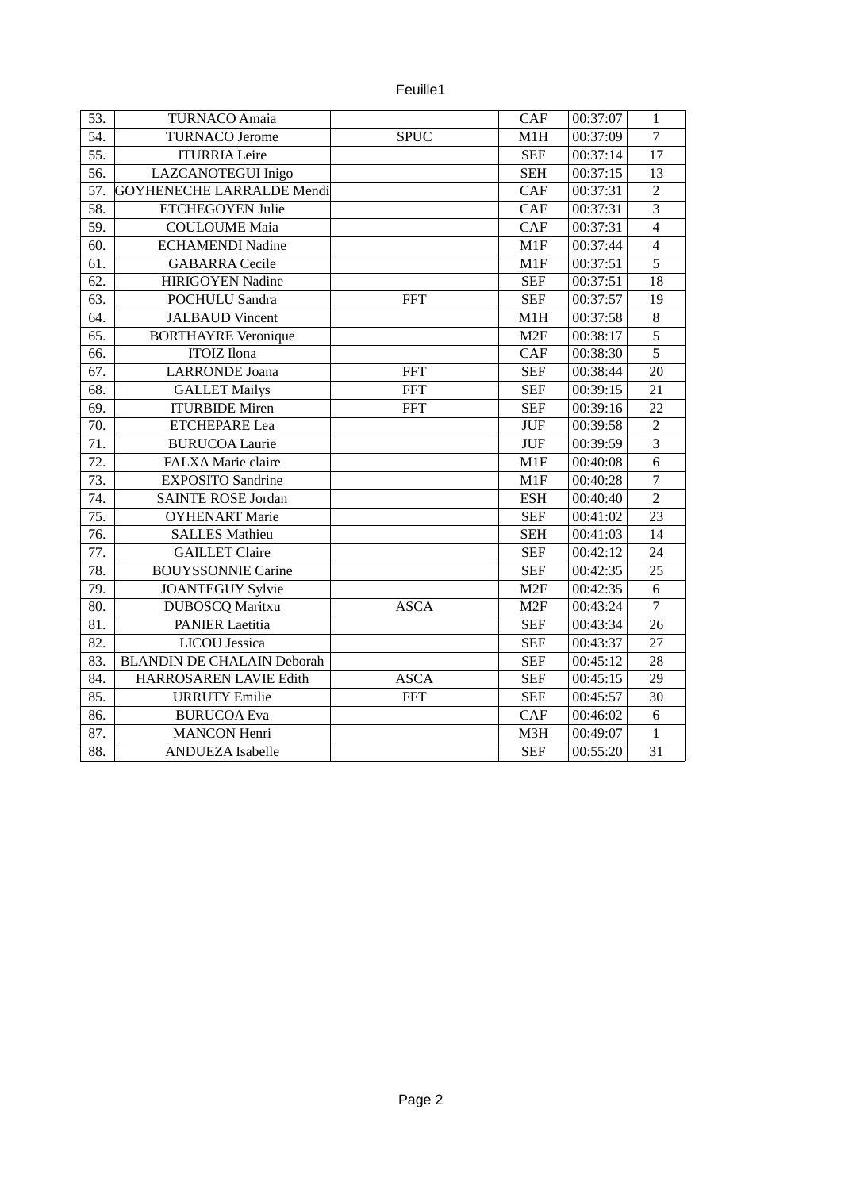| | | | | | |
|---|---|---|---|---|---|
| 53. | TURNACO Amaia | | CAF | 00:37:07 | 1 |
| 54. | TURNACO Jerome | SPUC | M1H | 00:37:09 | 7 |
| 55. | ITURRIA Leire | | SEF | 00:37:14 | 17 |
| 56. | LAZCANOTEGUI Inigo | | SEH | 00:37:15 | 13 |
| 57. | GOYHENECHE LARRALDE Mendi | | CAF | 00:37:31 | 2 |
| 58. | ETCHEGOYEN Julie | | CAF | 00:37:31 | 3 |
| 59. | COULOUME Maia | | CAF | 00:37:31 | 4 |
| 60. | ECHAMENDI Nadine | | M1F | 00:37:44 | 4 |
| 61. | GABARRA Cecile | | M1F | 00:37:51 | 5 |
| 62. | HIRIGOYEN Nadine | | SEF | 00:37:51 | 18 |
| 63. | POCHULU Sandra | FFT | SEF | 00:37:57 | 19 |
| 64. | JALBAUD Vincent | | M1H | 00:37:58 | 8 |
| 65. | BORTHAYRE Veronique | | M2F | 00:38:17 | 5 |
| 66. | ITOIZ Ilona | | CAF | 00:38:30 | 5 |
| 67. | LARRONDE Joana | FFT | SEF | 00:38:44 | 20 |
| 68. | GALLET Mailys | FFT | SEF | 00:39:15 | 21 |
| 69. | ITURBIDE Miren | FFT | SEF | 00:39:16 | 22 |
| 70. | ETCHEPARE Lea | | JUF | 00:39:58 | 2 |
| 71. | BURUCOA Laurie | | JUF | 00:39:59 | 3 |
| 72. | FALXA Marie claire | | M1F | 00:40:08 | 6 |
| 73. | EXPOSITO Sandrine | | M1F | 00:40:28 | 7 |
| 74. | SAINTE ROSE Jordan | | ESH | 00:40:40 | 2 |
| 75. | OYHENART Marie | | SEF | 00:41:02 | 23 |
| 76. | SALLES Mathieu | | SEH | 00:41:03 | 14 |
| 77. | GAILLET Claire | | SEF | 00:42:12 | 24 |
| 78. | BOUYSSONNIE Carine | | SEF | 00:42:35 | 25 |
| 79. | JOANTEGUY Sylvie | | M2F | 00:42:35 | 6 |
| 80. | DUBOSCQ Maritxu | ASCA | M2F | 00:43:24 | 7 |
| 81. | PANIER Laetitia | | SEF | 00:43:34 | 26 |
| 82. | LICOU Jessica | | SEF | 00:43:37 | 27 |
| 83. | BLANDIN DE CHALAIN Deborah | | SEF | 00:45:12 | 28 |
| 84. | HARROSAREN LAVIE Edith | ASCA | SEF | 00:45:15 | 29 |
| 85. | URRUTY Emilie | FFT | SEF | 00:45:57 | 30 |
| 86. | BURUCOA Eva | | CAF | 00:46:02 | 6 |
| 87. | MANCON Henri | | M3H | 00:49:07 | 1 |
| 88. | ANDUEZA Isabelle | | SEF | 00:55:20 | 31 |